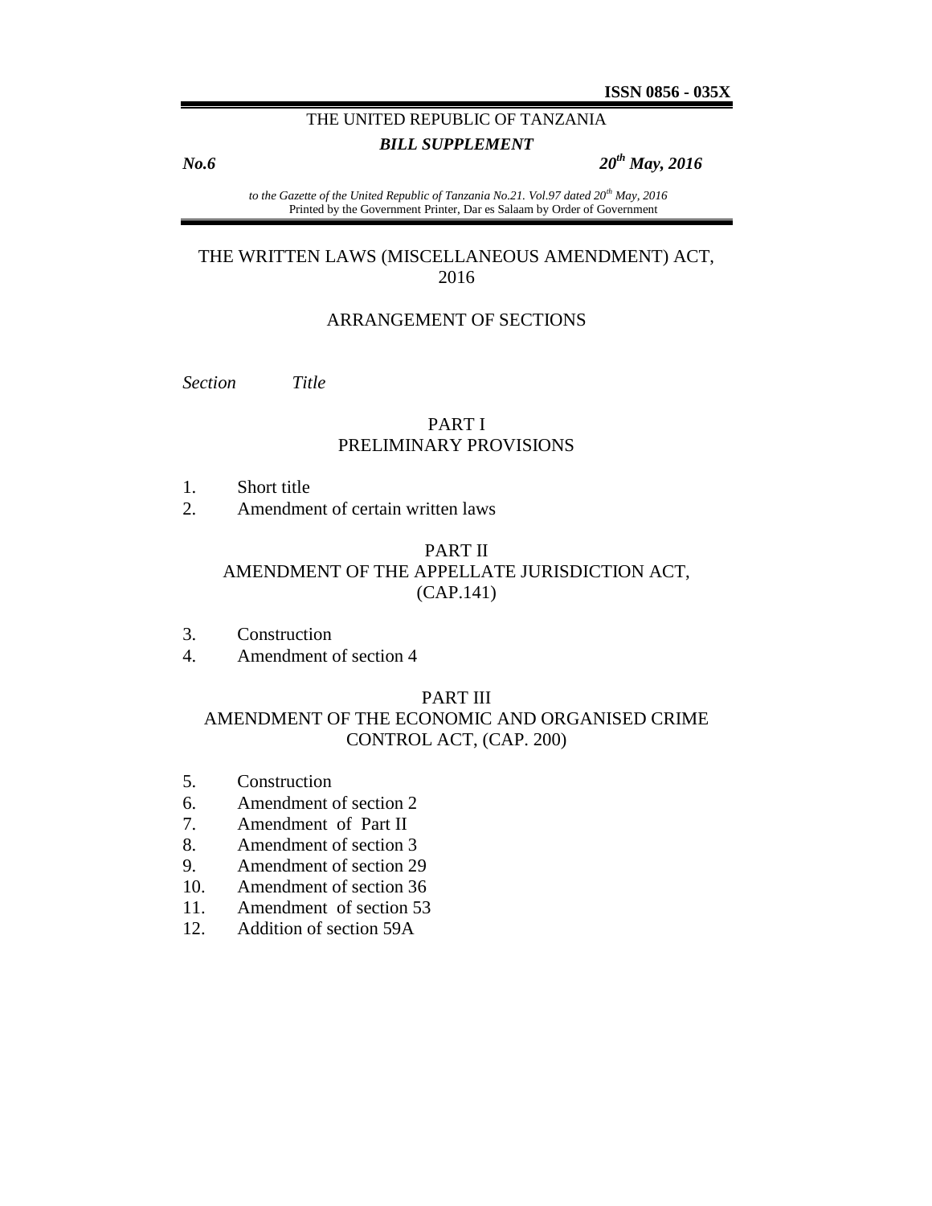**ISSN 0856 - 035X**

THE UNITED REPUBLIC OF TANZANIA

***BILL SUPPLEMENT***

***No.6*** ***20th May, 2016***

*to the Gazette of the United Republic of Tanzania No.21. Vol.97 dated 20th May, 2016*
Printed by the Government Printer, Dar es Salaam by Order of Government

# THE WRITTEN LAWS (MISCELLANEOUS AMENDMENT) ACT, 2016

## ARRANGEMENT OF SECTIONS

*Section* *Title*

### PART I
### PRELIMINARY PROVISIONS

1. Short title
2. Amendment of certain written laws

### PART II
### AMENDMENT OF THE APPELLATE JURISDICTION ACT, (CAP.141)

3. Construction
4. Amendment of section 4

### PART III
### AMENDMENT OF THE ECONOMIC AND ORGANISED CRIME CONTROL ACT, (CAP. 200)

5. Construction
6. Amendment of section 2
7. Amendment of Part II
8. Amendment of section 3
9. Amendment of section 29
10. Amendment of section 36
11. Amendment of section 53
12. Addition of section 59A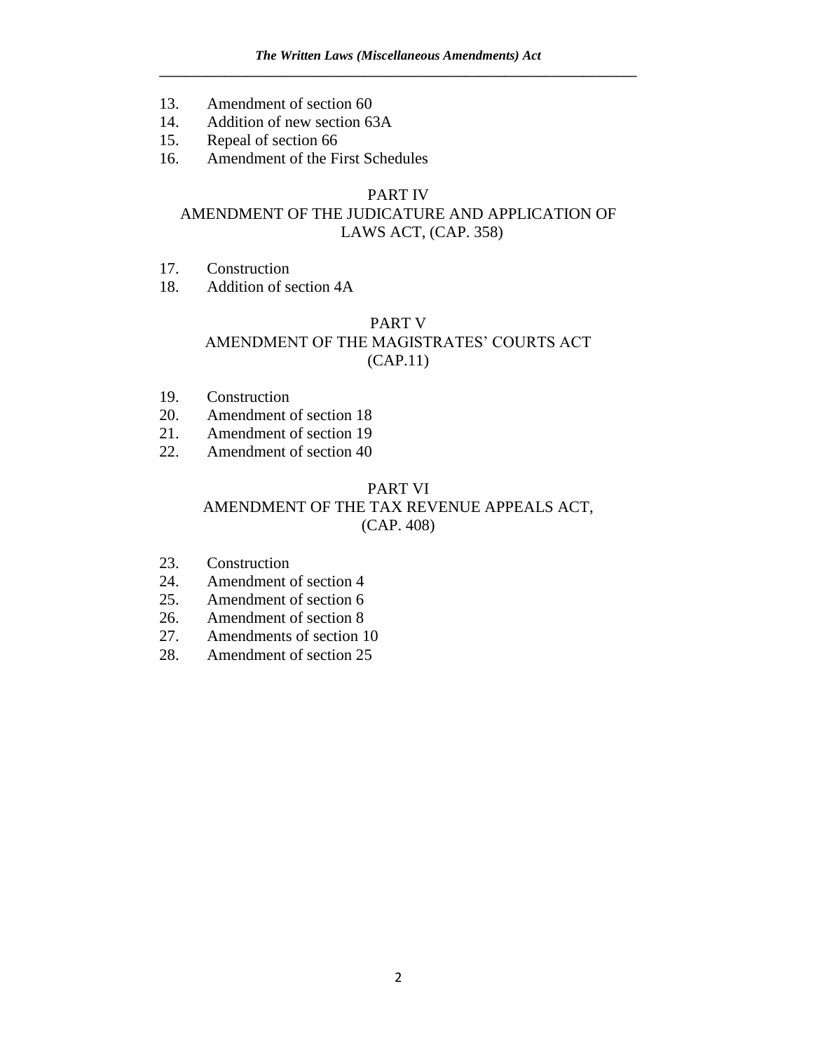13. Amendment of section 60
14. Addition of new section 63A
15. Repeal of section 66
16. Amendment of the First Schedules

## PART IV
## AMENDMENT OF THE JUDICATURE AND APPLICATION OF LAWS ACT, (CAP. 358)

17. Construction
18. Addition of section 4A

## PART V
## AMENDMENT OF THE MAGISTRATES' COURTS ACT (CAP.11)

19. Construction
20. Amendment of section 18
21. Amendment of section 19
22. Amendment of section 40

## PART VI
## AMENDMENT OF THE TAX REVENUE APPEALS ACT, (CAP. 408)

23. Construction
24. Amendment of section 4
25. Amendment of section 6
26. Amendment of section 8
27. Amendments of section 10
28. Amendment of section 25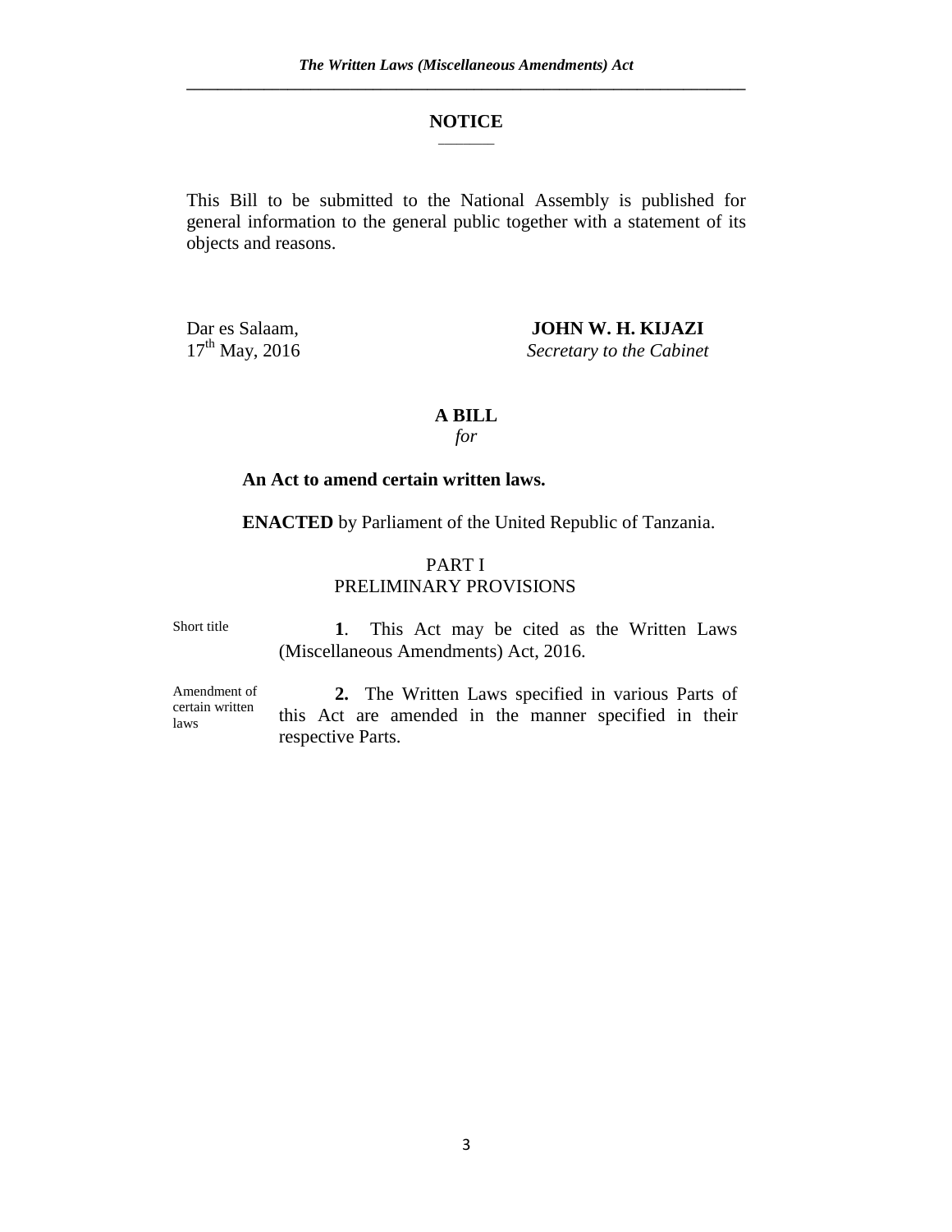## NOTICE

This Bill to be submitted to the National Assembly is published for general information to the general public together with a statement of its objects and reasons.

Dar es Salaam,
17th May, 2016

**JOHN W. H. KIJAZI**
*Secretary to the Cabinet*

## A BILL
*for*

**An Act to amend certain written laws.**

**ENACTED** by Parliament of the United Republic of Tanzania.

### PART I
### PRELIMINARY PROVISIONS

Short title

**1**. This Act may be cited as the Written Laws (Miscellaneous Amendments) Act, 2016.

Amendment of certain written laws

**2.** The Written Laws specified in various Parts of this Act are amended in the manner specified in their respective Parts.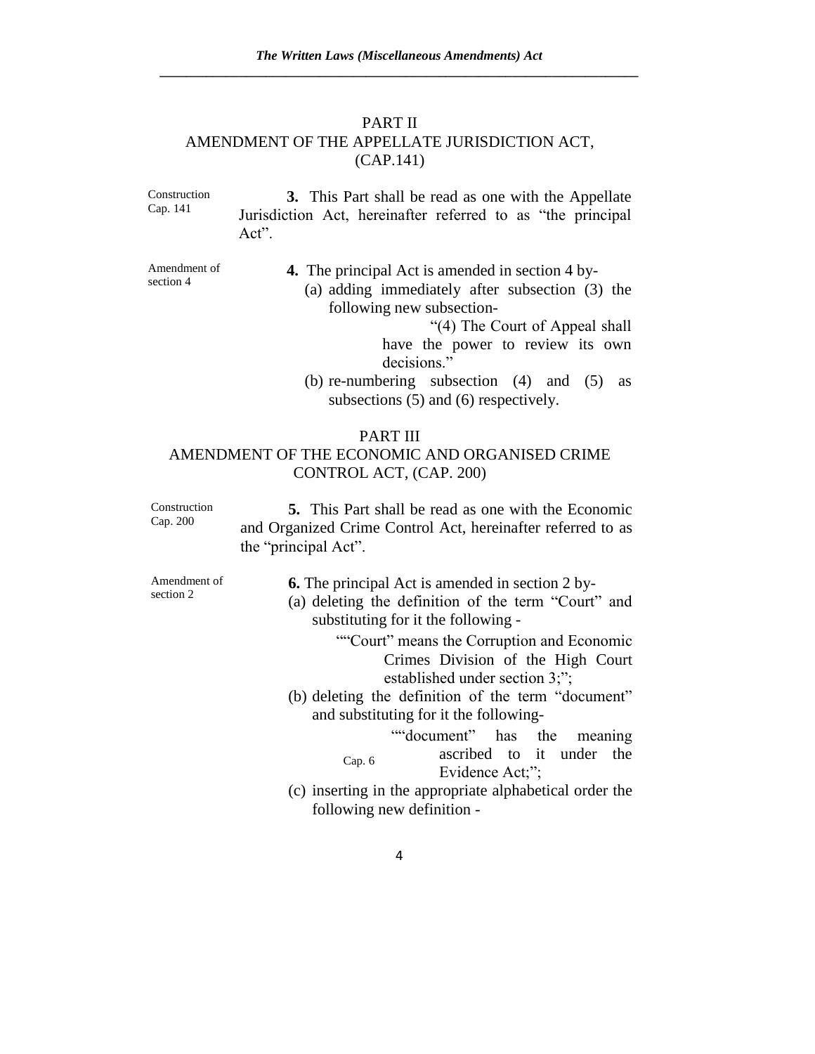## PART II
## AMENDMENT OF THE APPELLATE JURISDICTION ACT, (CAP.141)

Construction
Cap. 141

**3.** This Part shall be read as one with the Appellate Jurisdiction Act, hereinafter referred to as "the principal Act".

Amendment of section 4

**4.** The principal Act is amended in section 4 by-

(a) adding immediately after subsection (3) the following new subsection-

> "(4) The Court of Appeal shall have the power to review its own decisions."

(b) re-numbering subsection (4) and (5) as subsections (5) and (6) respectively.

## PART III
## AMENDMENT OF THE ECONOMIC AND ORGANISED CRIME CONTROL ACT, (CAP. 200)

Construction
Cap. 200

**5.** This Part shall be read as one with the Economic and Organized Crime Control Act, hereinafter referred to as the "principal Act".

Amendment of section 2

**6.** The principal Act is amended in section 2 by-

(a) deleting the definition of the term "Court" and substituting for it the following -

> ""Court" means the Corruption and Economic Crimes Division of the High Court established under section 3;";

(b) deleting the definition of the term "document" and substituting for it the following-

> ""document" has the meaning ascribed to it under the Evidence Act;";
>
> Cap. 6

(c) inserting in the appropriate alphabetical order the following new definition -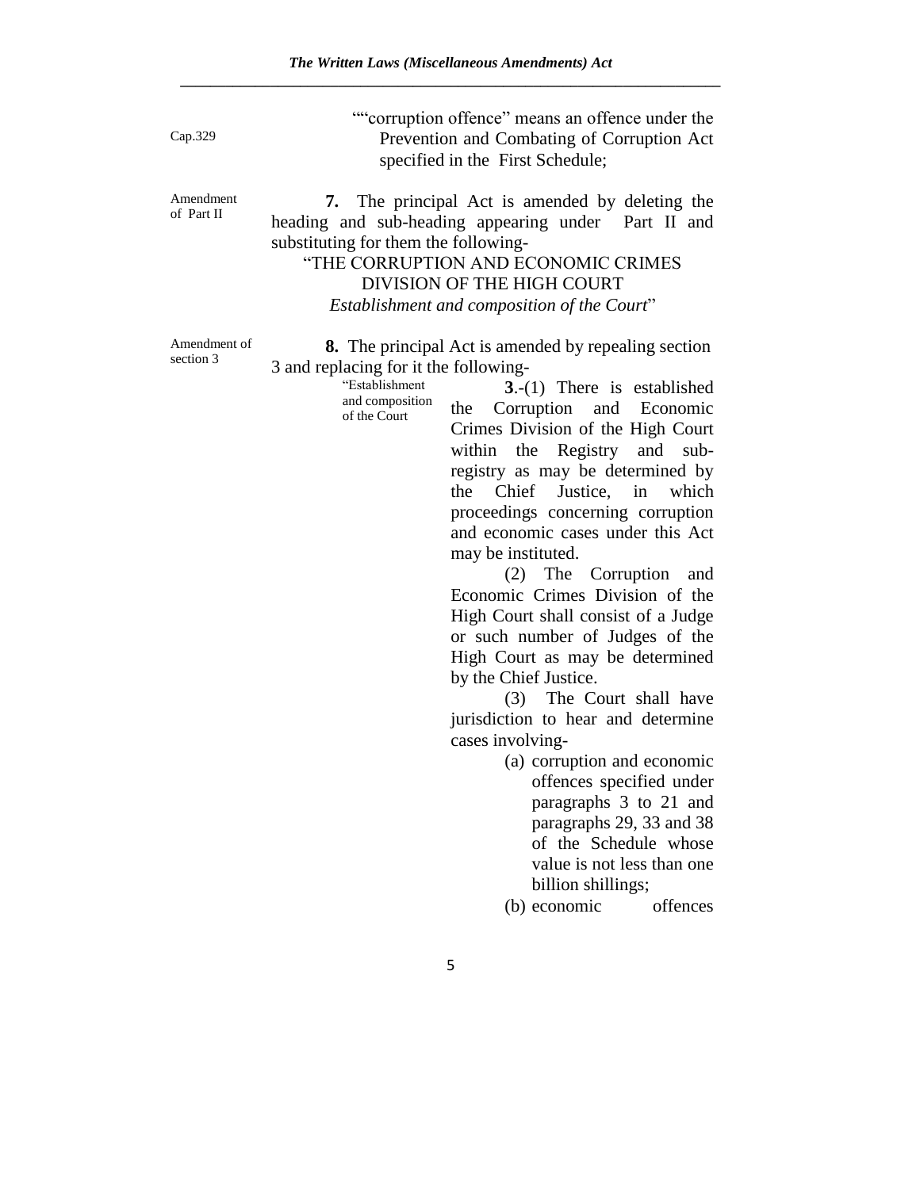Cap.329

""corruption offence" means an offence under the Prevention and Combating of Corruption Act specified in the First Schedule;

Amendment of Part II

**7.** The principal Act is amended by deleting the heading and sub-heading appearing under Part II and substituting for them the following-

"THE CORRUPTION AND ECONOMIC CRIMES DIVISION OF THE HIGH COURT

*Establishment and composition of the Court*"

Amendment of section 3

**8.** The principal Act is amended by repealing section 3 and replacing for it the following-

"Establishment and composition of the Court

**3**.-(1) There is established the Corruption and Economic Crimes Division of the High Court within the Registry and sub-registry as may be determined by the Chief Justice, in which proceedings concerning corruption and economic cases under this Act may be instituted.

(2) The Corruption and Economic Crimes Division of the High Court shall consist of a Judge or such number of Judges of the High Court as may be determined by the Chief Justice.

(3) The Court shall have jurisdiction to hear and determine cases involving-

(a) corruption and economic offences specified under paragraphs 3 to 21 and paragraphs 29, 33 and 38 of the Schedule whose value is not less than one billion shillings;

(b) economic offences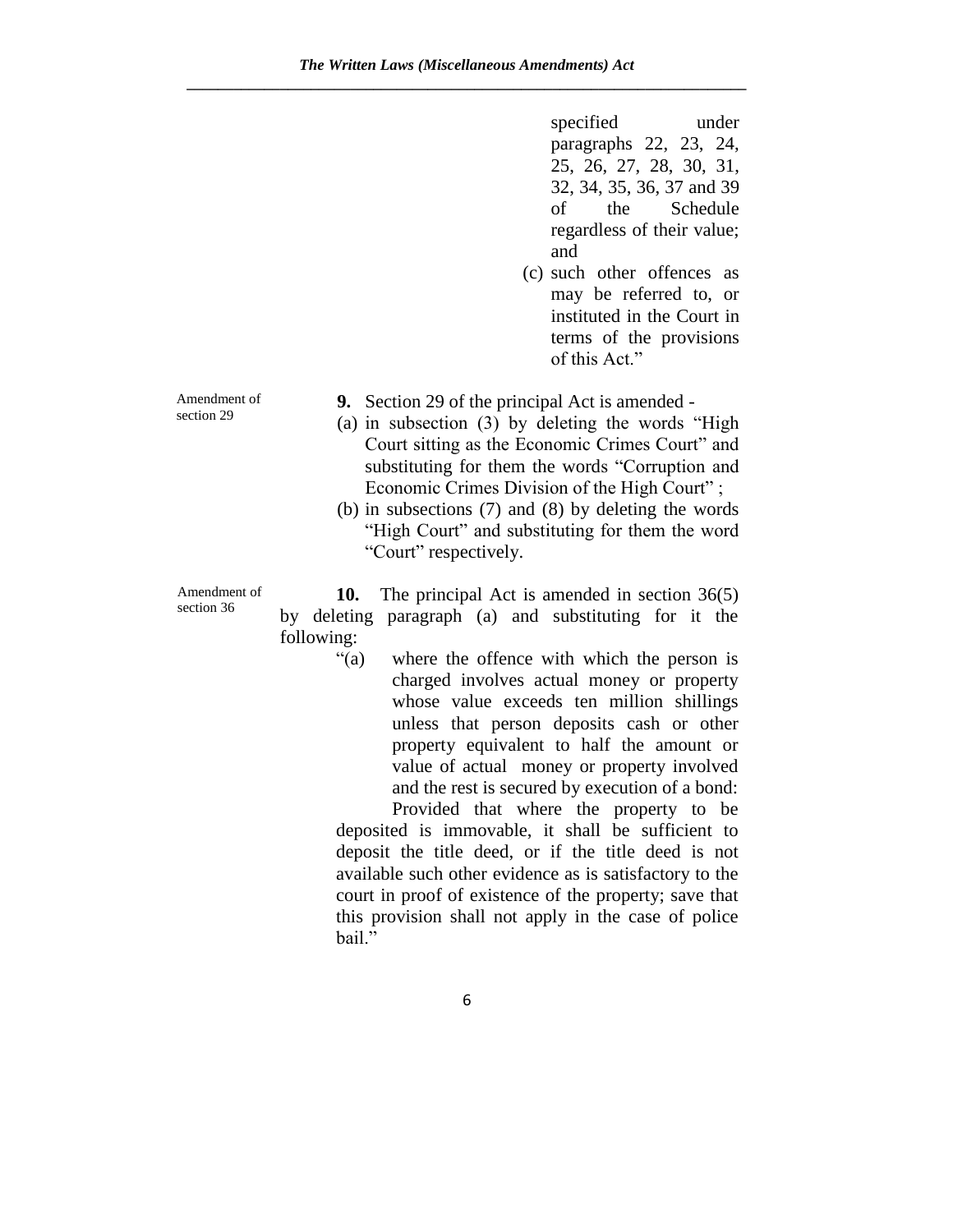specified under paragraphs 22, 23, 24, 25, 26, 27, 28, 30, 31, 32, 34, 35, 36, 37 and 39 of the Schedule regardless of their value; and

(c) such other offences as may be referred to, or instituted in the Court in terms of the provisions of this Act."

Amendment of section 29

**9.** Section 29 of the principal Act is amended -

(a) in subsection (3) by deleting the words "High Court sitting as the Economic Crimes Court" and substituting for them the words "Corruption and Economic Crimes Division of the High Court" ;

(b) in subsections (7) and (8) by deleting the words "High Court" and substituting for them the word "Court" respectively.

Amendment of section 36

**10.** The principal Act is amended in section 36(5) by deleting paragraph (a) and substituting for it the following:

"(a) where the offence with which the person is charged involves actual money or property whose value exceeds ten million shillings unless that person deposits cash or other property equivalent to half the amount or value of actual money or property involved and the rest is secured by execution of a bond:

Provided that where the property to be deposited is immovable, it shall be sufficient to deposit the title deed, or if the title deed is not available such other evidence as is satisfactory to the court in proof of existence of the property; save that this provision shall not apply in the case of police bail."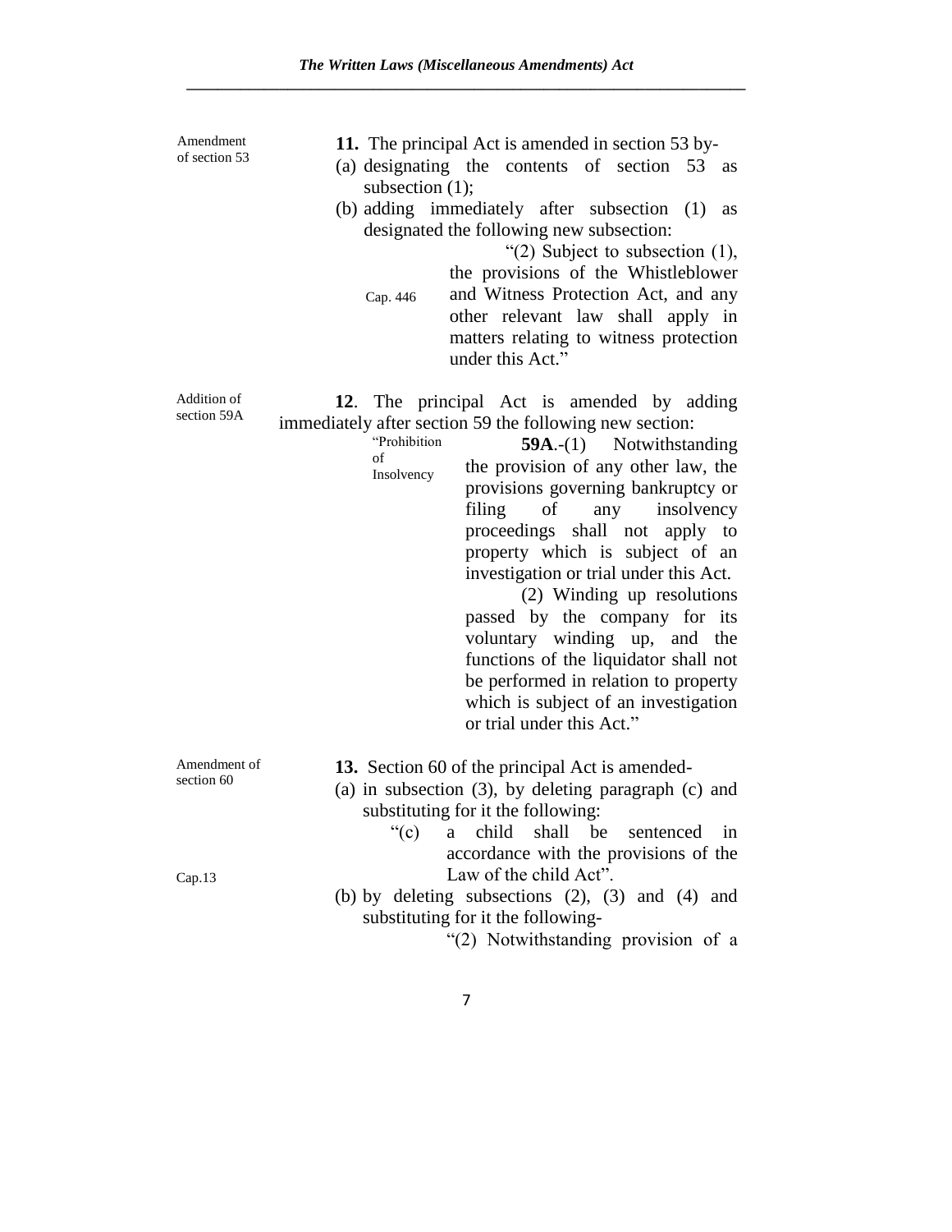Amendment of section 53

**11.** The principal Act is amended in section 53 by-

(a) designating the contents of section 53 as subsection (1);

(b) adding immediately after subsection (1) as designated the following new subsection:

> "(2) Subject to subsection (1), the provisions of the Whistleblower and Witness Protection Act, and any other relevant law shall apply in matters relating to witness protection under this Act."

Cap. 446

Addition of section 59A

**12**. The principal Act is amended by adding immediately after section 59 the following new section:

"Prohibition of Insolvency

> **59A**.-(1) Notwithstanding the provision of any other law, the provisions governing bankruptcy or filing of any insolvency proceedings shall not apply to property which is subject of an investigation or trial under this Act.
>
> (2) Winding up resolutions passed by the company for its voluntary winding up, and the functions of the liquidator shall not be performed in relation to property which is subject of an investigation or trial under this Act."

Amendment of section 60

**13.** Section 60 of the principal Act is amended-

(a) in subsection (3), by deleting paragraph (c) and substituting for it the following:

> "(c) a child shall be sentenced in accordance with the provisions of the Law of the child Act".

Cap.13

(b) by deleting subsections (2), (3) and (4) and substituting for it the following-

> "(2) Notwithstanding provision of a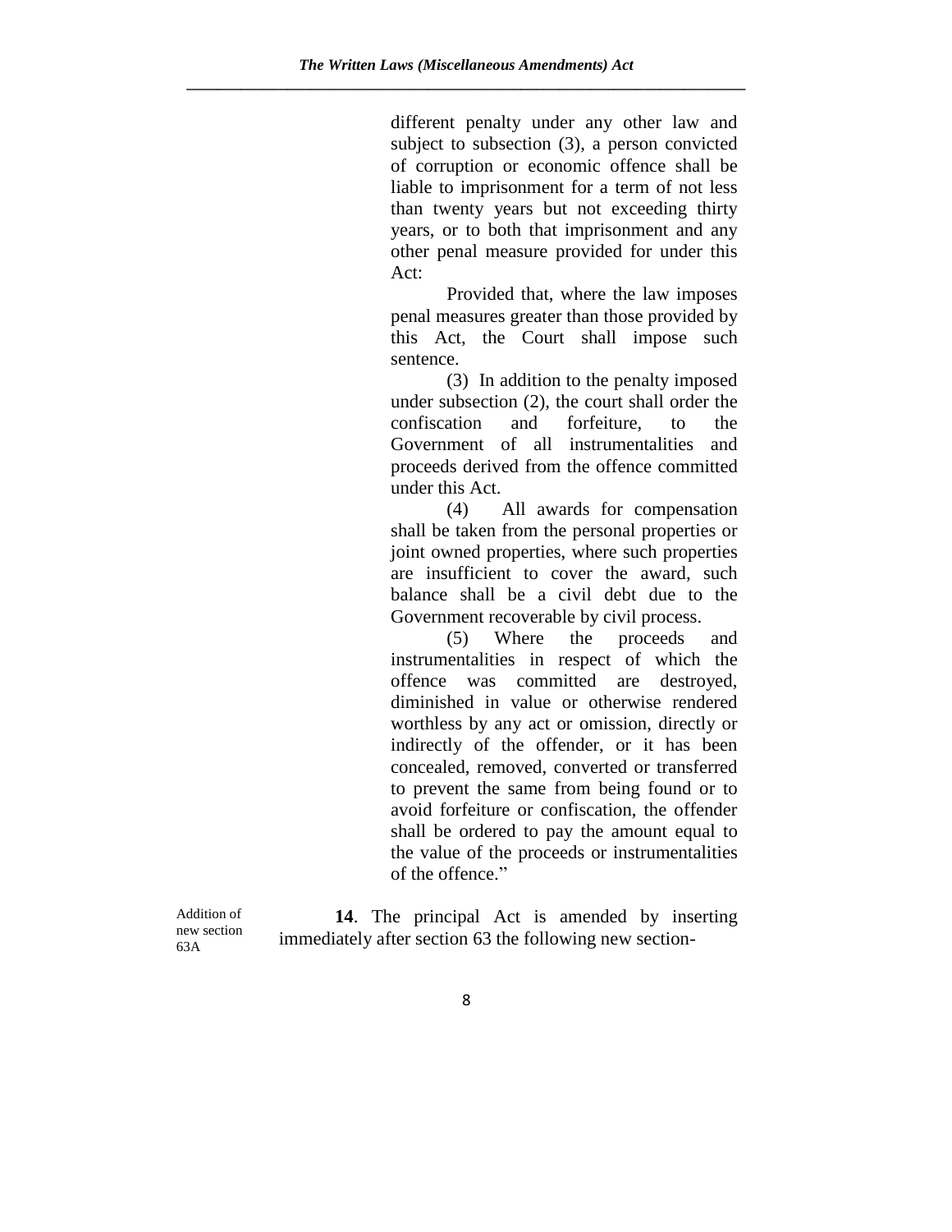different penalty under any other law and subject to subsection (3), a person convicted of corruption or economic offence shall be liable to imprisonment for a term of not less than twenty years but not exceeding thirty years, or to both that imprisonment and any other penal measure provided for under this Act:

Provided that, where the law imposes penal measures greater than those provided by this Act, the Court shall impose such sentence.

(3) In addition to the penalty imposed under subsection (2), the court shall order the confiscation and forfeiture, to the Government of all instrumentalities and proceeds derived from the offence committed under this Act.

(4) All awards for compensation shall be taken from the personal properties or joint owned properties, where such properties are insufficient to cover the award, such balance shall be a civil debt due to the Government recoverable by civil process.

(5) Where the proceeds and instrumentalities in respect of which the offence was committed are destroyed, diminished in value or otherwise rendered worthless by any act or omission, directly or indirectly of the offender, or it has been concealed, removed, converted or transferred to prevent the same from being found or to avoid forfeiture or confiscation, the offender shall be ordered to pay the amount equal to the value of the proceeds or instrumentalities of the offence."

Addition of new section 63A

**14**. The principal Act is amended by inserting immediately after section 63 the following new section-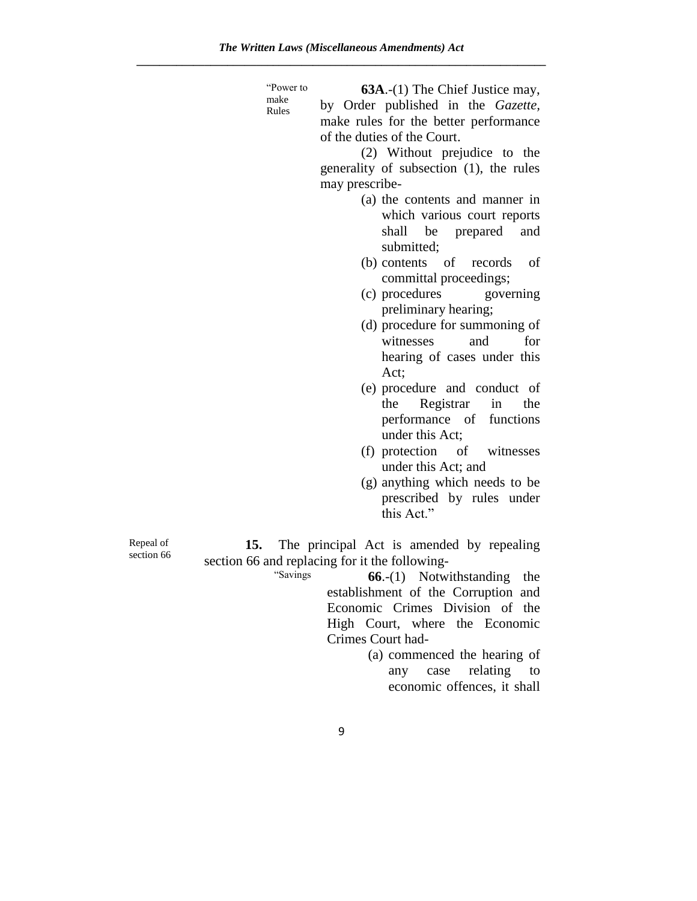"Power to make Rules

**63A**.-(1) The Chief Justice may, by Order published in the *Gazette*, make rules for the better performance of the duties of the Court.

(2) Without prejudice to the generality of subsection (1), the rules may prescribe-

(a) the contents and manner in which various court reports shall be prepared and submitted;

(b) contents of records of committal proceedings;

(c) procedures governing preliminary hearing;

(d) procedure for summoning of witnesses and for hearing of cases under this Act;

(e) procedure and conduct of the Registrar in the performance of functions under this Act;

(f) protection of witnesses under this Act; and

(g) anything which needs to be prescribed by rules under this Act."

Repeal of section 66

**15.** The principal Act is amended by repealing section 66 and replacing for it the following-

"Savings

**66**.-(1) Notwithstanding the establishment of the Corruption and Economic Crimes Division of the High Court, where the Economic Crimes Court had-

(a) commenced the hearing of any case relating to economic offences, it shall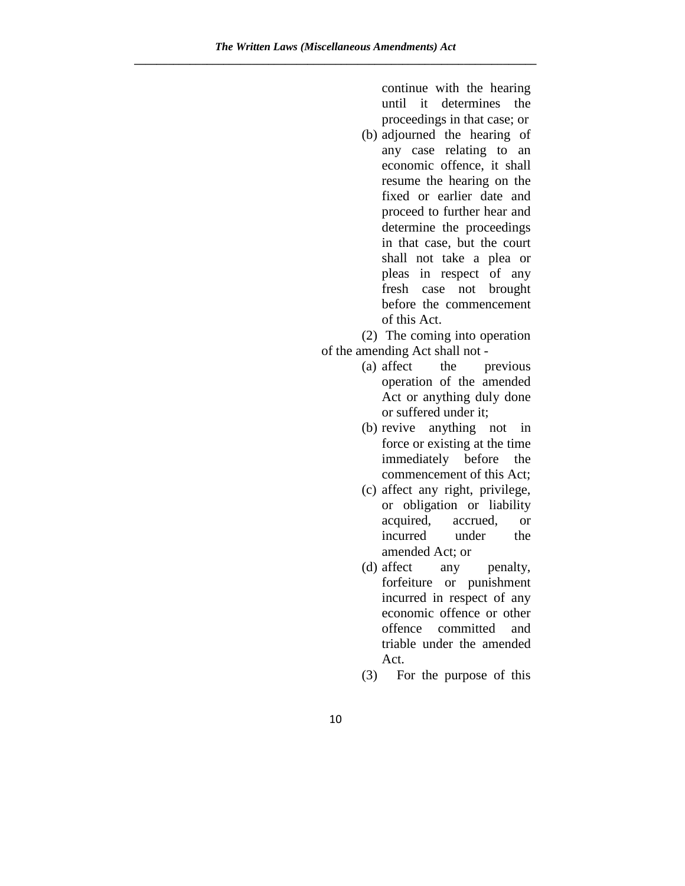continue with the hearing until it determines the proceedings in that case; or

(b) adjourned the hearing of any case relating to an economic offence, it shall resume the hearing on the fixed or earlier date and proceed to further hear and determine the proceedings in that case, but the court shall not take a plea or pleas in respect of any fresh case not brought before the commencement of this Act.

(2) The coming into operation of the amending Act shall not -

(a) affect the previous operation of the amended Act or anything duly done or suffered under it;

(b) revive anything not in force or existing at the time immediately before the commencement of this Act;

(c) affect any right, privilege, or obligation or liability acquired, accrued, or incurred under the amended Act; or

(d) affect any penalty, forfeiture or punishment incurred in respect of any economic offence or other offence committed and triable under the amended Act.

(3) For the purpose of this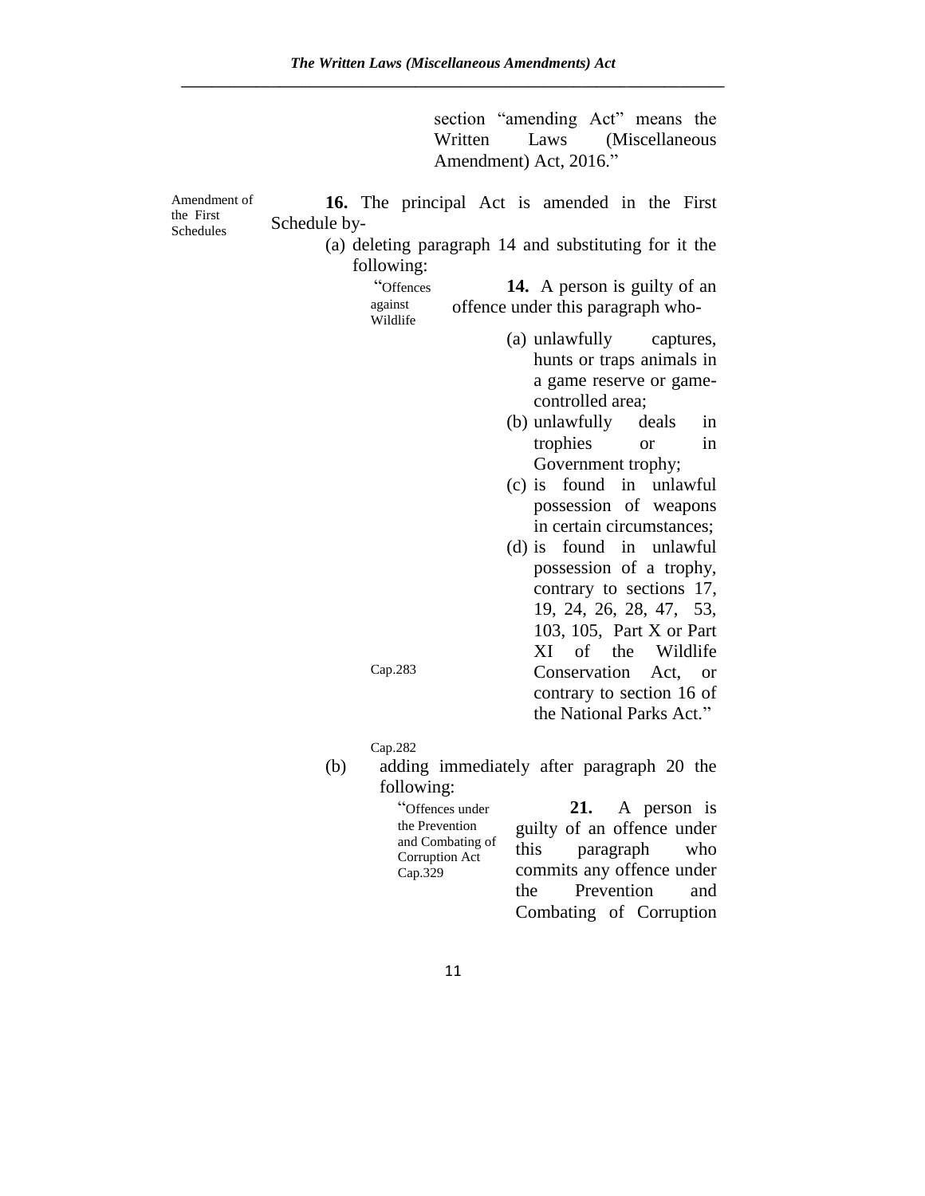section "amending Act" means the Written Laws (Miscellaneous Amendment) Act, 2016."

Amendment of the First Schedules

**16.** The principal Act is amended in the First Schedule by-

(a) deleting paragraph 14 and substituting for it the following:

"Offences against Wildlife

**14.** A person is guilty of an offence under this paragraph who-

(a) unlawfully captures, hunts or traps animals in a game reserve or game-controlled area;

(b) unlawfully deals in trophies or in Government trophy;

(c) is found in unlawful possession of weapons in certain circumstances;

(d) is found in unlawful possession of a trophy, contrary to sections 17, 19, 24, 26, 28, 47, 53, 103, 105, Part X or Part XI of the Wildlife Conservation Act, or contrary to section 16 of the National Parks Act."

Cap.283

Cap.282

(b) adding immediately after paragraph 20 the following:

"Offences under the Prevention and Combating of Corruption Act Cap.329

**21.** A person is guilty of an offence under this paragraph who commits any offence under the Prevention and Combating of Corruption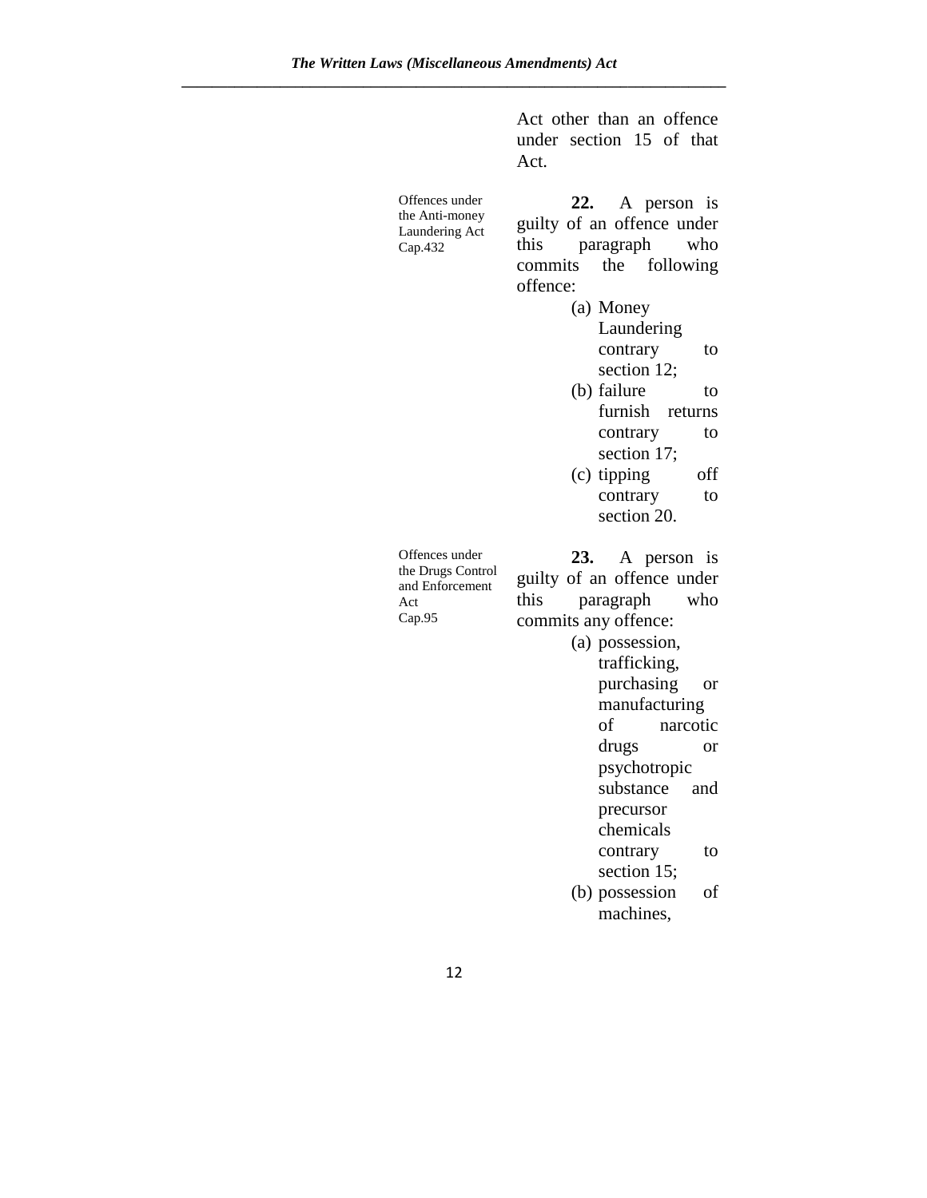Act other than an offence under section 15 of that Act.

Offences under the Anti-money Laundering Act Cap.432

**22.** A person is guilty of an offence under this paragraph who commits the following offence:

(a) Money Laundering contrary to section 12;
(b) failure to furnish returns contrary to section 17;
(c) tipping off contrary to section 20.

Offences under the Drugs Control and Enforcement Act Cap.95

**23.** A person is guilty of an offence under this paragraph who commits any offence:

(a) possession, trafficking, purchasing or manufacturing of narcotic drugs or psychotropic substance and precursor chemicals contrary to section 15;
(b) possession of machines,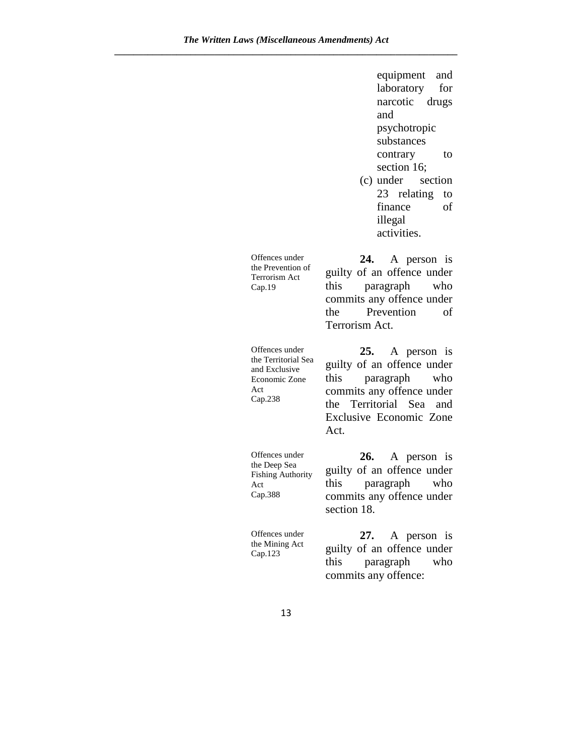equipment and laboratory for narcotic drugs and psychotropic substances contrary to section 16;

(c) under section 23 relating to finance of illegal activities.

*Offences under the Prevention of Terrorism Act Cap.19*

**24.** A person is guilty of an offence under this paragraph who commits any offence under the Prevention of Terrorism Act.

*Offences under the Territorial Sea and Exclusive Economic Zone Act Cap.238*

**25.** A person is guilty of an offence under this paragraph who commits any offence under the Territorial Sea and Exclusive Economic Zone Act.

*Offences under the Deep Sea Fishing Authority Act Cap.388*

**26.** A person is guilty of an offence under this paragraph who commits any offence under section 18.

*Offences under the Mining Act Cap.123*

**27.** A person is guilty of an offence under this paragraph who commits any offence: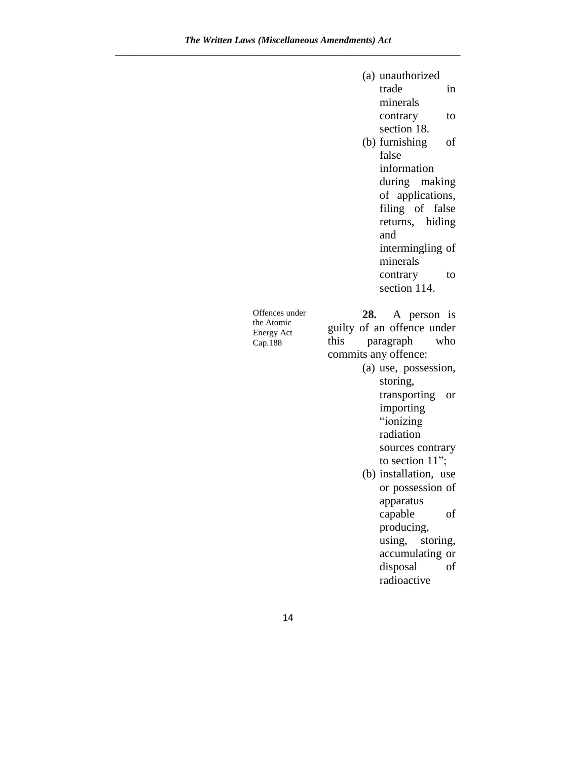(a) unauthorized trade in minerals contrary to section 18.

(b) furnishing of false information during making of applications, filing of false returns, hiding and intermingling of minerals contrary to section 114.

Offences under the Atomic Energy Act Cap.188

**28.** A person is guilty of an offence under this paragraph who commits any offence:

(a) use, possession, storing, transporting or importing "ionizing radiation sources contrary to section 11";

(b) installation, use or possession of apparatus capable of producing, using, storing, accumulating or disposal of radioactive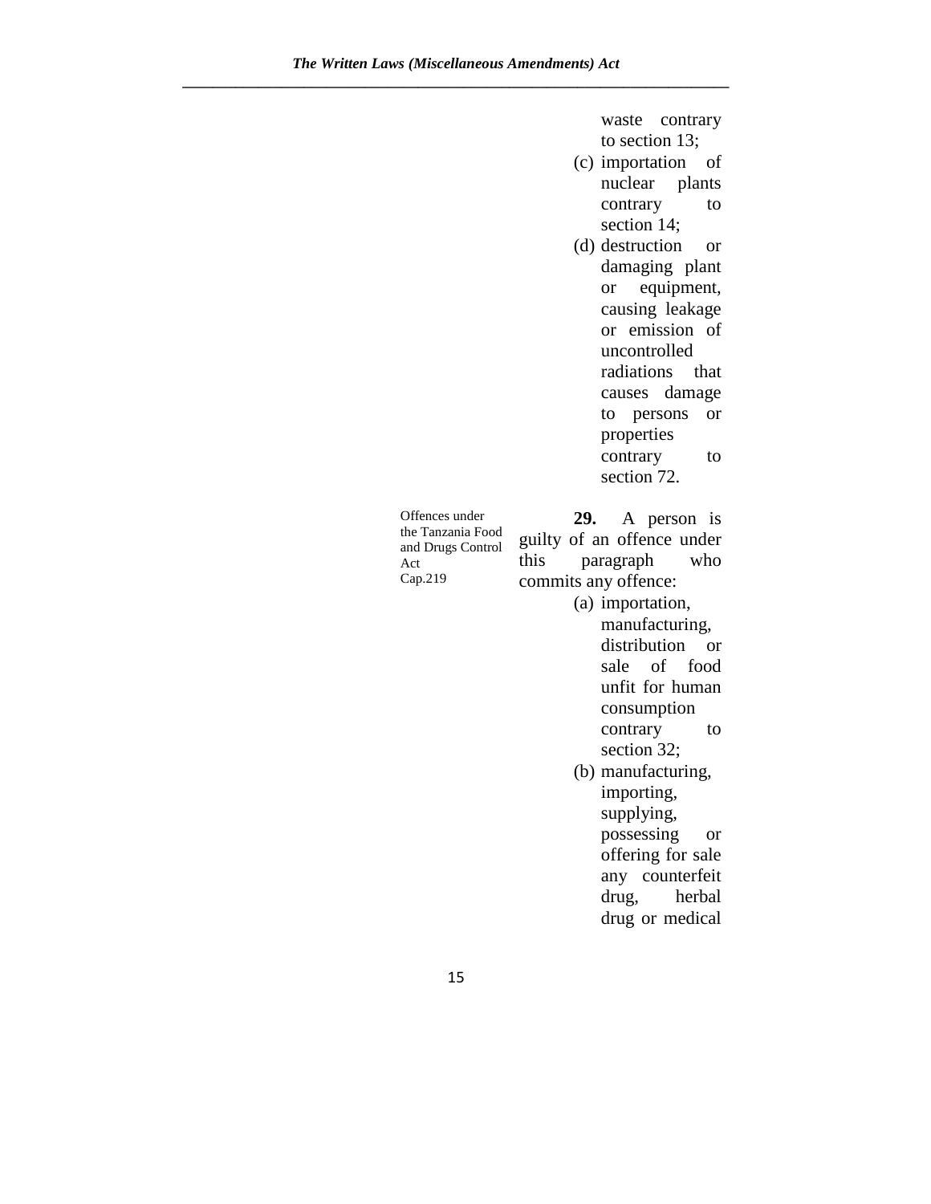waste contrary to section 13;

(c) importation of nuclear plants contrary to section 14;

(d) destruction or damaging plant or equipment, causing leakage or emission of uncontrolled radiations that causes damage to persons or properties contrary to section 72.

Offences under the Tanzania Food and Drugs Control Act
Cap.219

**29.** A person is guilty of an offence under this paragraph who commits any offence:

(a) importation, manufacturing, distribution or sale of food unfit for human consumption contrary to section 32;

(b) manufacturing, importing, supplying, possessing or offering for sale any counterfeit drug, herbal drug or medical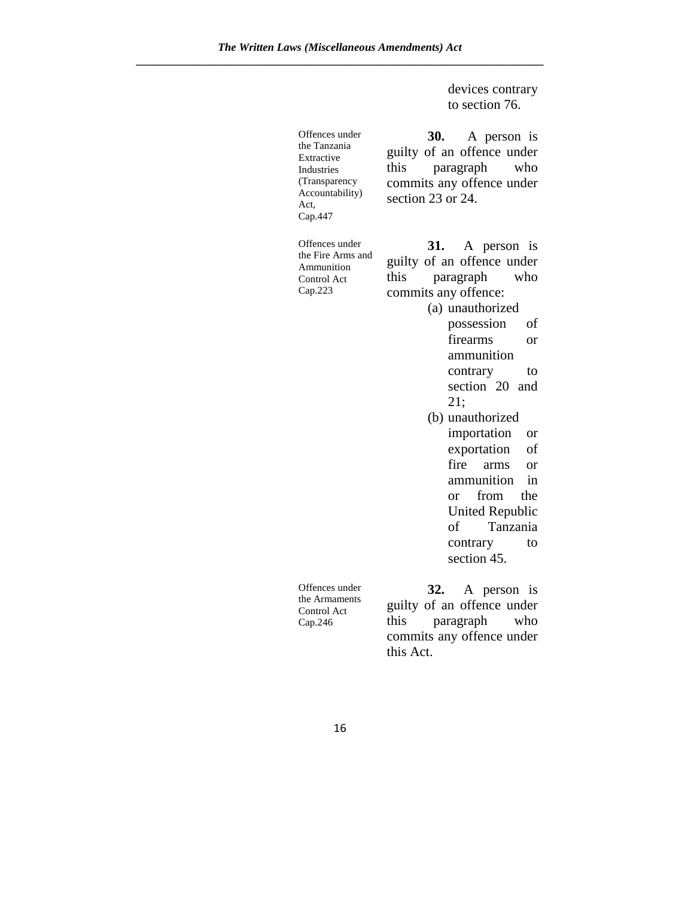devices contrary to section 76.

Offences under the Tanzania Extractive Industries (Transparency Accountability) Act, Cap.447

**30.** A person is guilty of an offence under this paragraph who commits any offence under section 23 or 24.

Offences under the Fire Arms and Ammunition Control Act Cap.223

**31.** A person is guilty of an offence under this paragraph who commits any offence:

(a) unauthorized possession of firearms or ammunition contrary to section 20 and 21;

(b) unauthorized importation or exportation of fire arms or ammunition in or from the United Republic of Tanzania contrary to section 45.

Offences under the Armaments Control Act Cap.246

**32.** A person is guilty of an offence under this paragraph who commits any offence under this Act.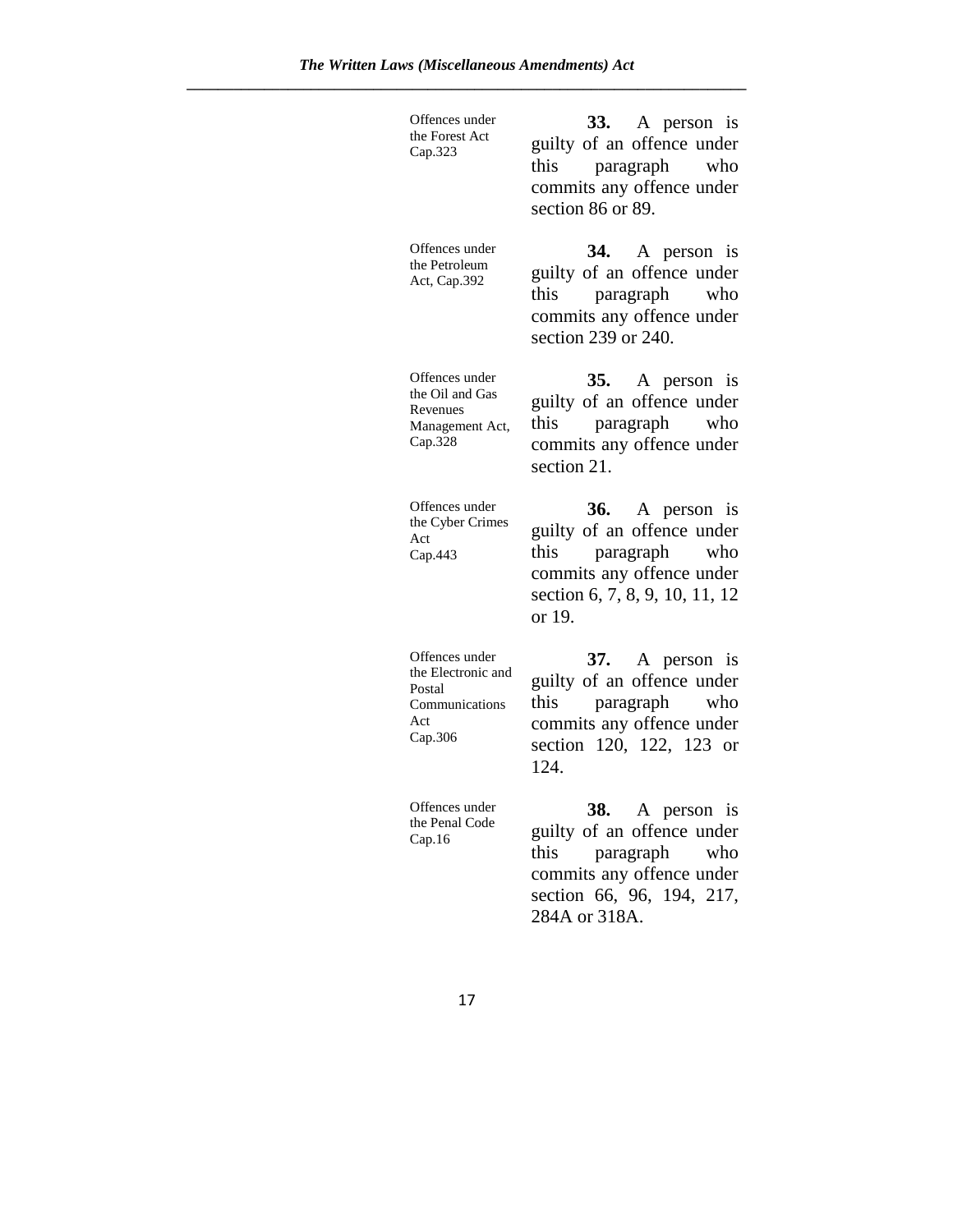Offences under the Forest Act Cap.323

**33.** A person is guilty of an offence under this paragraph who commits any offence under section 86 or 89.

Offences under the Petroleum Act, Cap.392

**34.** A person is guilty of an offence under this paragraph who commits any offence under section 239 or 240.

Offences under the Oil and Gas Revenues Management Act, Cap.328

**35.** A person is guilty of an offence under this paragraph who commits any offence under section 21.

Offences under the Cyber Crimes Act Cap.443

**36.** A person is guilty of an offence under this paragraph who commits any offence under section 6, 7, 8, 9, 10, 11, 12 or 19.

Offences under the Electronic and Postal Communications Act Cap.306

**37.** A person is guilty of an offence under this paragraph who commits any offence under section 120, 122, 123 or 124.

Offences under the Penal Code Cap.16

**38.** A person is guilty of an offence under this paragraph who commits any offence under section 66, 96, 194, 217, 284A or 318A.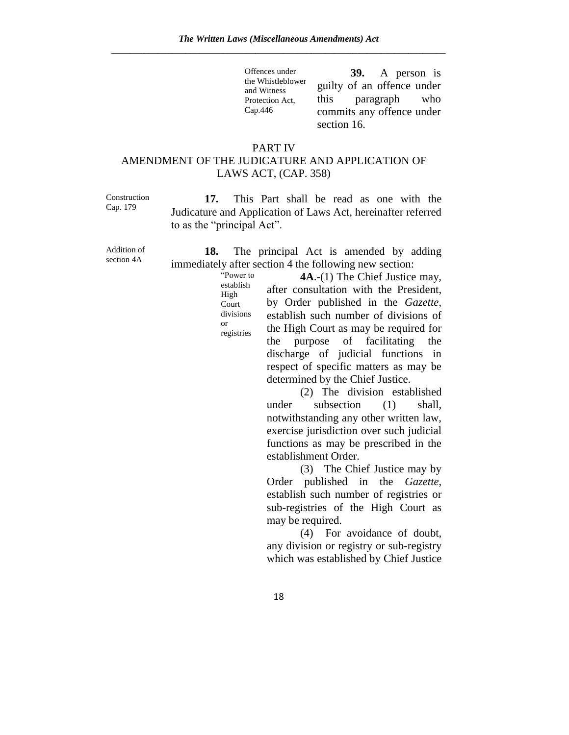Offences under the Whistleblower and Witness Protection Act, Cap.446

**39.** A person is guilty of an offence under this paragraph who commits any offence under section 16.

## PART IV
## AMENDMENT OF THE JUDICATURE AND APPLICATION OF LAWS ACT, (CAP. 358)

Construction Cap. 179

**17.** This Part shall be read as one with the Judicature and Application of Laws Act, hereinafter referred to as the "principal Act".

Addition of section 4A

**18.** The principal Act is amended by adding immediately after section 4 the following new section:

"Power to establish High Court divisions or registries

**4A**.-(1) The Chief Justice may, after consultation with the President, by Order published in the *Gazette*, establish such number of divisions of the High Court as may be required for the purpose of facilitating the discharge of judicial functions in respect of specific matters as may be determined by the Chief Justice.

(2) The division established under subsection (1) shall, notwithstanding any other written law, exercise jurisdiction over such judicial functions as may be prescribed in the establishment Order.

(3) The Chief Justice may by Order published in the *Gazette*, establish such number of registries or sub-registries of the High Court as may be required.

(4) For avoidance of doubt, any division or registry or sub-registry which was established by Chief Justice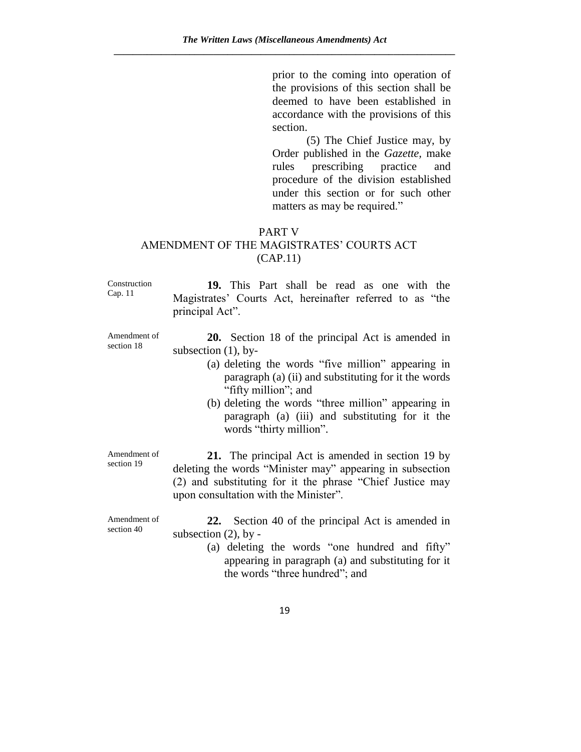prior to the coming into operation of the provisions of this section shall be deemed to have been established in accordance with the provisions of this section.

(5) The Chief Justice may, by Order published in the *Gazette*, make rules prescribing practice and procedure of the division established under this section or for such other matters as may be required."

## PART V
## AMENDMENT OF THE MAGISTRATES' COURTS ACT (CAP.11)

Construction Cap. 11

**19.** This Part shall be read as one with the Magistrates' Courts Act, hereinafter referred to as "the principal Act".

Amendment of section 18

**20.** Section 18 of the principal Act is amended in subsection (1), by-

(a) deleting the words "five million" appearing in paragraph (a) (ii) and substituting for it the words "fifty million"; and

(b) deleting the words "three million" appearing in paragraph (a) (iii) and substituting for it the words "thirty million".

Amendment of section 19

**21.** The principal Act is amended in section 19 by deleting the words "Minister may" appearing in subsection (2) and substituting for it the phrase "Chief Justice may upon consultation with the Minister".

Amendment of section 40

**22.** Section 40 of the principal Act is amended in subsection (2), by -

(a) deleting the words "one hundred and fifty" appearing in paragraph (a) and substituting for it the words "three hundred"; and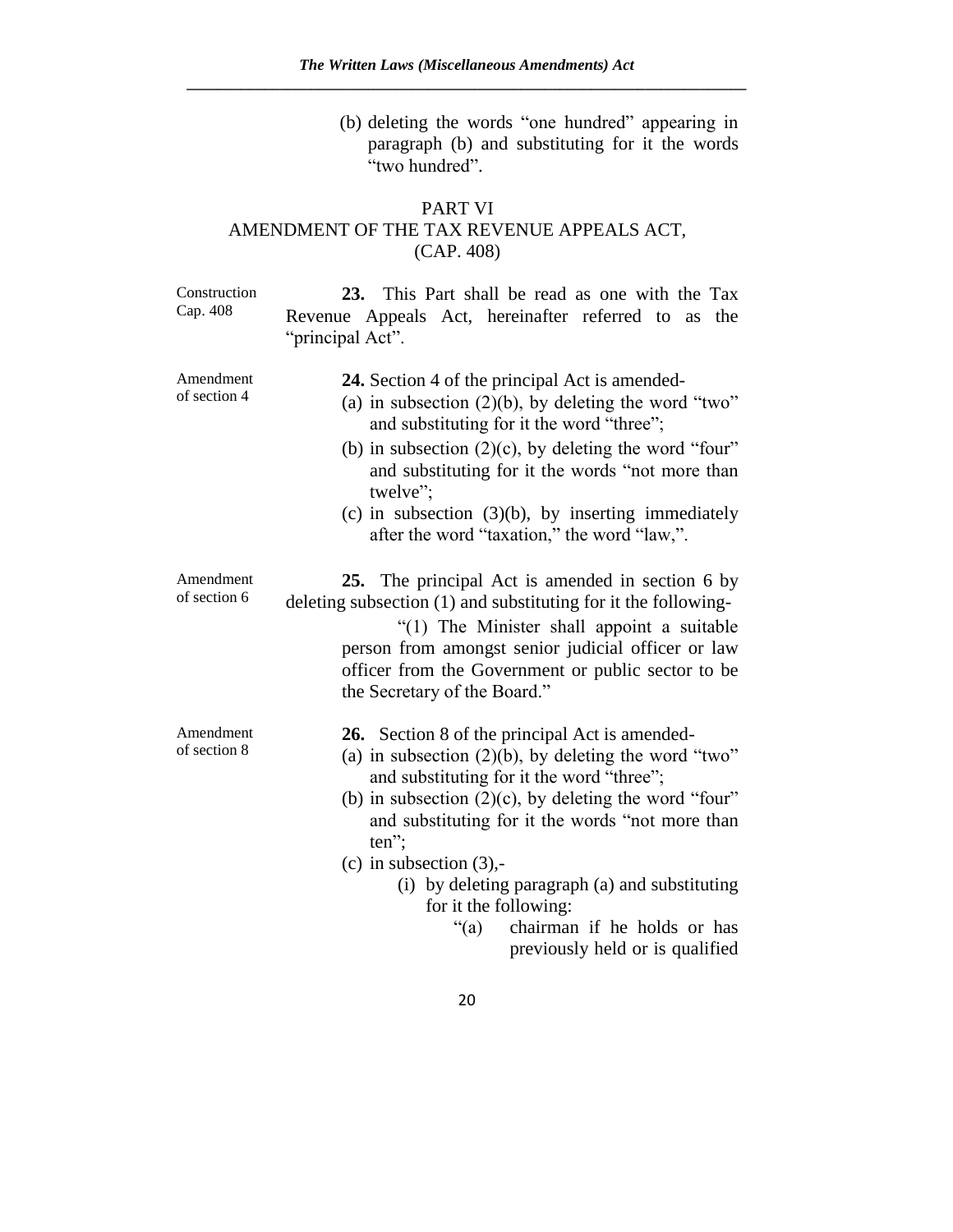(b) deleting the words "one hundred" appearing in paragraph (b) and substituting for it the words "two hundred".

## PART VI
## AMENDMENT OF THE TAX REVENUE APPEALS ACT, (CAP. 408)

Construction Cap. 408

**23.** This Part shall be read as one with the Tax Revenue Appeals Act, hereinafter referred to as the "principal Act".

Amendment of section 4

**24.** Section 4 of the principal Act is amended-

(a) in subsection (2)(b), by deleting the word "two" and substituting for it the word "three";

(b) in subsection (2)(c), by deleting the word "four" and substituting for it the words "not more than twelve";

(c) in subsection (3)(b), by inserting immediately after the word "taxation," the word "law,".

Amendment of section 6

**25.** The principal Act is amended in section 6 by deleting subsection (1) and substituting for it the following-

"(1) The Minister shall appoint a suitable person from amongst senior judicial officer or law officer from the Government or public sector to be the Secretary of the Board."

Amendment of section 8

**26.** Section 8 of the principal Act is amended-

(a) in subsection (2)(b), by deleting the word "two" and substituting for it the word "three";

(b) in subsection (2)(c), by deleting the word "four" and substituting for it the words "not more than ten";

(c) in subsection (3),-

(i) by deleting paragraph (a) and substituting for it the following:

"(a) chairman if he holds or has previously held or is qualified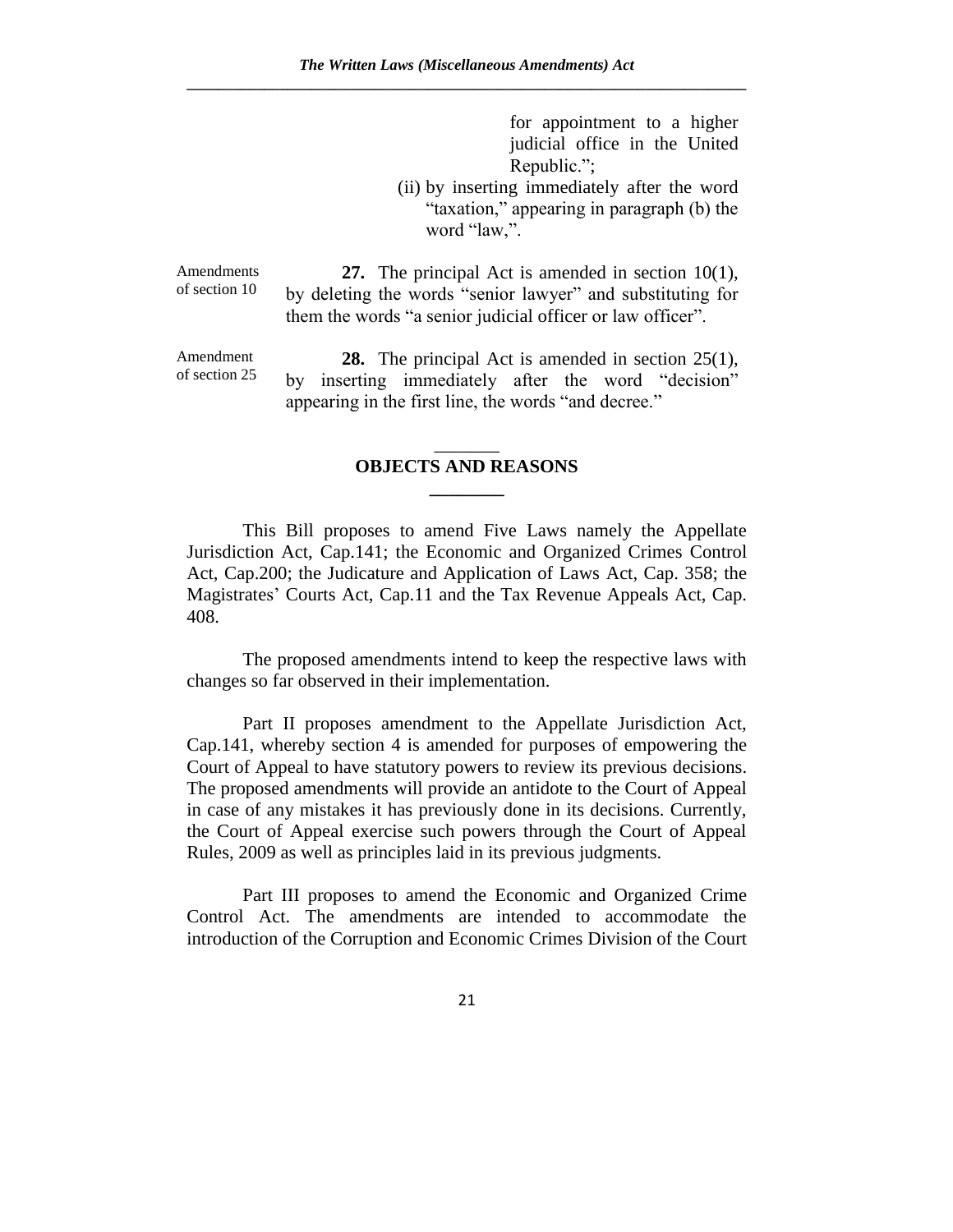for appointment to a higher judicial office in the United Republic.";

(ii) by inserting immediately after the word "taxation," appearing in paragraph (b) the word "law,".

Amendments of section 10

**27.** The principal Act is amended in section 10(1), by deleting the words "senior lawyer" and substituting for them the words "a senior judicial officer or law officer".

Amendment of section 25

**28.** The principal Act is amended in section 25(1), by inserting immediately after the word "decision" appearing in the first line, the words "and decree."

## OBJECTS AND REASONS

This Bill proposes to amend Five Laws namely the Appellate Jurisdiction Act, Cap.141; the Economic and Organized Crimes Control Act, Cap.200; the Judicature and Application of Laws Act, Cap. 358; the Magistrates' Courts Act, Cap.11 and the Tax Revenue Appeals Act, Cap. 408.

The proposed amendments intend to keep the respective laws with changes so far observed in their implementation.

Part II proposes amendment to the Appellate Jurisdiction Act, Cap.141, whereby section 4 is amended for purposes of empowering the Court of Appeal to have statutory powers to review its previous decisions. The proposed amendments will provide an antidote to the Court of Appeal in case of any mistakes it has previously done in its decisions. Currently, the Court of Appeal exercise such powers through the Court of Appeal Rules, 2009 as well as principles laid in its previous judgments.

Part III proposes to amend the Economic and Organized Crime Control Act. The amendments are intended to accommodate the introduction of the Corruption and Economic Crimes Division of the Court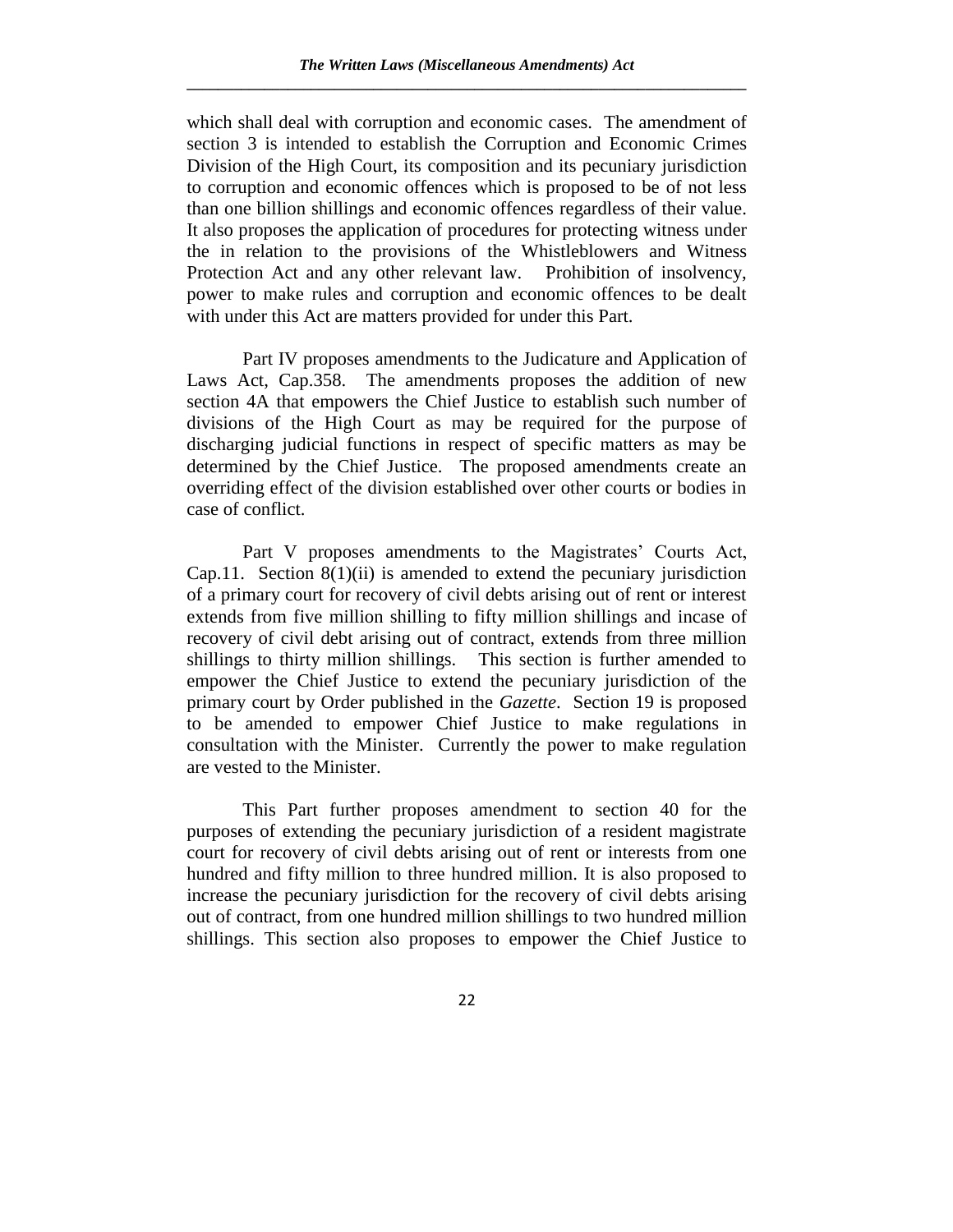which shall deal with corruption and economic cases. The amendment of section 3 is intended to establish the Corruption and Economic Crimes Division of the High Court, its composition and its pecuniary jurisdiction to corruption and economic offences which is proposed to be of not less than one billion shillings and economic offences regardless of their value. It also proposes the application of procedures for protecting witness under the in relation to the provisions of the Whistleblowers and Witness Protection Act and any other relevant law. Prohibition of insolvency, power to make rules and corruption and economic offences to be dealt with under this Act are matters provided for under this Part.

Part IV proposes amendments to the Judicature and Application of Laws Act, Cap.358. The amendments proposes the addition of new section 4A that empowers the Chief Justice to establish such number of divisions of the High Court as may be required for the purpose of discharging judicial functions in respect of specific matters as may be determined by the Chief Justice. The proposed amendments create an overriding effect of the division established over other courts or bodies in case of conflict.

Part V proposes amendments to the Magistrates' Courts Act, Cap.11. Section 8(1)(ii) is amended to extend the pecuniary jurisdiction of a primary court for recovery of civil debts arising out of rent or interest extends from five million shilling to fifty million shillings and incase of recovery of civil debt arising out of contract, extends from three million shillings to thirty million shillings. This section is further amended to empower the Chief Justice to extend the pecuniary jurisdiction of the primary court by Order published in the *Gazette*. Section 19 is proposed to be amended to empower Chief Justice to make regulations in consultation with the Minister. Currently the power to make regulation are vested to the Minister.

This Part further proposes amendment to section 40 for the purposes of extending the pecuniary jurisdiction of a resident magistrate court for recovery of civil debts arising out of rent or interests from one hundred and fifty million to three hundred million. It is also proposed to increase the pecuniary jurisdiction for the recovery of civil debts arising out of contract, from one hundred million shillings to two hundred million shillings. This section also proposes to empower the Chief Justice to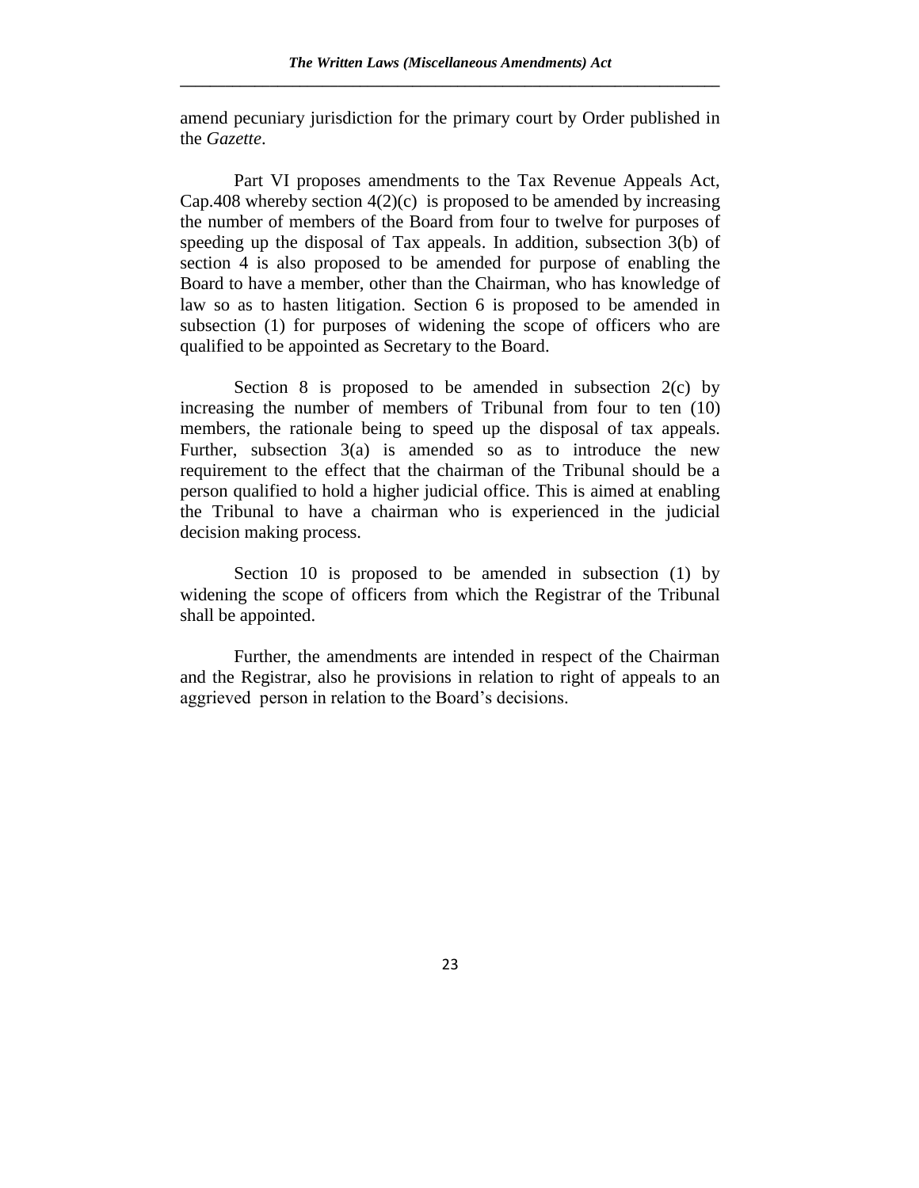amend pecuniary jurisdiction for the primary court by Order published in the *Gazette*.

Part VI proposes amendments to the Tax Revenue Appeals Act, Cap.408 whereby section 4(2)(c) is proposed to be amended by increasing the number of members of the Board from four to twelve for purposes of speeding up the disposal of Tax appeals. In addition, subsection 3(b) of section 4 is also proposed to be amended for purpose of enabling the Board to have a member, other than the Chairman, who has knowledge of law so as to hasten litigation. Section 6 is proposed to be amended in subsection (1) for purposes of widening the scope of officers who are qualified to be appointed as Secretary to the Board.

Section 8 is proposed to be amended in subsection 2(c) by increasing the number of members of Tribunal from four to ten (10) members, the rationale being to speed up the disposal of tax appeals. Further, subsection 3(a) is amended so as to introduce the new requirement to the effect that the chairman of the Tribunal should be a person qualified to hold a higher judicial office. This is aimed at enabling the Tribunal to have a chairman who is experienced in the judicial decision making process.

Section 10 is proposed to be amended in subsection (1) by widening the scope of officers from which the Registrar of the Tribunal shall be appointed.

Further, the amendments are intended in respect of the Chairman and the Registrar, also he provisions in relation to right of appeals to an aggrieved person in relation to the Board's decisions.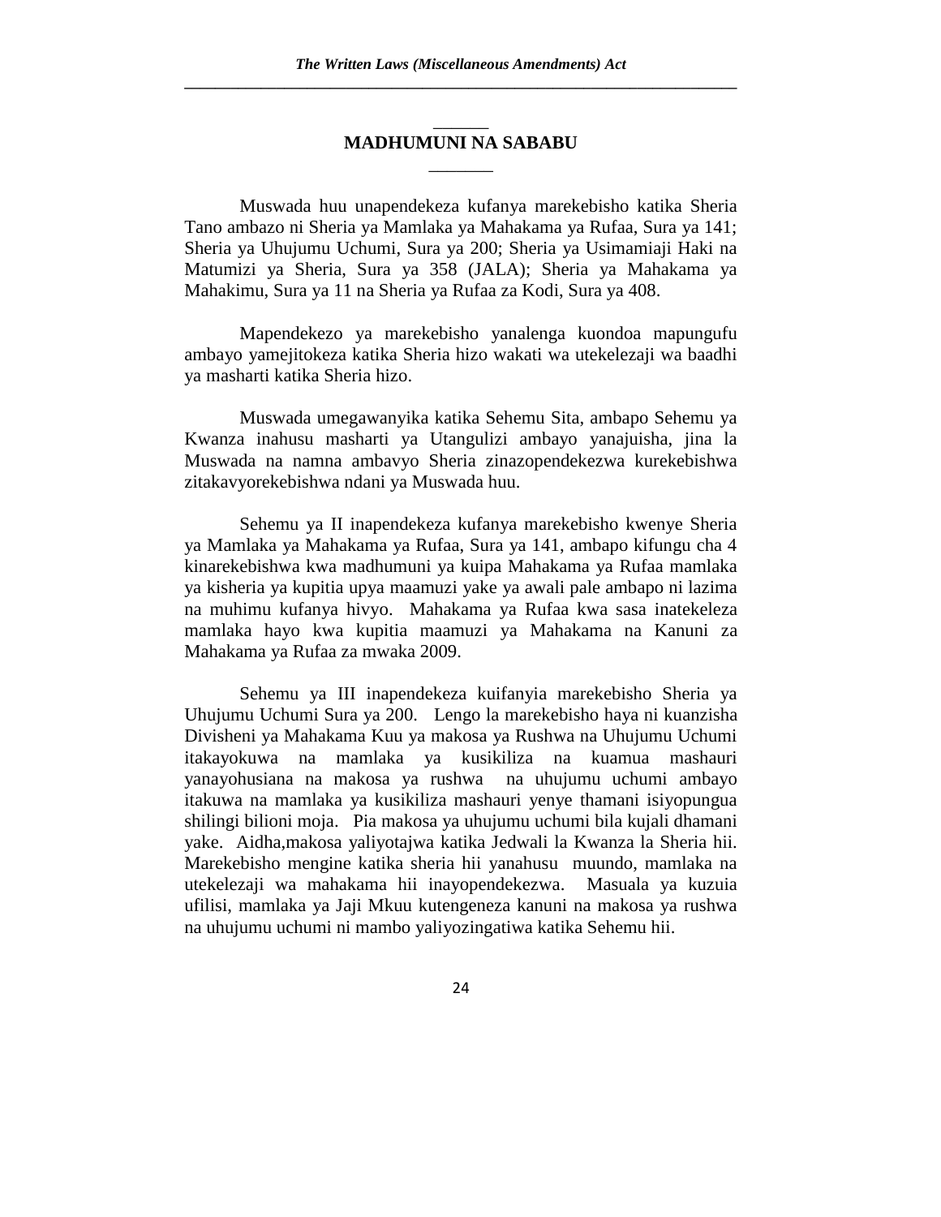## MADHUMUNI NA SABABU

Muswada huu unapendekeza kufanya marekebisho katika Sheria Tano ambazo ni Sheria ya Mamlaka ya Mahakama ya Rufaa, Sura ya 141; Sheria ya Uhujumu Uchumi, Sura ya 200; Sheria ya Usimamiaji Haki na Matumizi ya Sheria, Sura ya 358 (JALA); Sheria ya Mahakama ya Mahakimu, Sura ya 11 na Sheria ya Rufaa za Kodi, Sura ya 408.

Mapendekezo ya marekebisho yanalenga kuondoa mapungufu ambayo yamejitokeza katika Sheria hizo wakati wa utekelezaji wa baadhi ya masharti katika Sheria hizo.

Muswada umegawanyika katika Sehemu Sita, ambapo Sehemu ya Kwanza inahusu masharti ya Utangulizi ambayo yanajuisha, jina la Muswada na namna ambavyo Sheria zinazopendekezwa kurekebishwa zitakavyorekebishwa ndani ya Muswada huu.

Sehemu ya II inapendekeza kufanya marekebisho kwenye Sheria ya Mamlaka ya Mahakama ya Rufaa, Sura ya 141, ambapo kifungu cha 4 kinarekebishwa kwa madhumuni ya kuipa Mahakama ya Rufaa mamlaka ya kisheria ya kupitia upya maamuzi yake ya awali pale ambapo ni lazima na muhimu kufanya hivyo. Mahakama ya Rufaa kwa sasa inatekeleza mamlaka hayo kwa kupitia maamuzi ya Mahakama na Kanuni za Mahakama ya Rufaa za mwaka 2009.

Sehemu ya III inapendekeza kuifanyia marekebisho Sheria ya Uhujumu Uchumi Sura ya 200. Lengo la marekebisho haya ni kuanzisha Divisheni ya Mahakama Kuu ya makosa ya Rushwa na Uhujumu Uchumi itakayokuwa na mamlaka ya kusikiliza na kuamua mashauri yanayohusiana na makosa ya rushwa na uhujumu uchumi ambayo itakuwa na mamlaka ya kusikiliza mashauri yenye thamani isiyopungua shilingi bilioni moja. Pia makosa ya uhujumu uchumi bila kujali dhamani yake. Aidha,makosa yaliyotajwa katika Jedwali la Kwanza la Sheria hii. Marekebisho mengine katika sheria hii yanahusu muundo, mamlaka na utekelezaji wa mahakama hii inayopendekezwa. Masuala ya kuzuia ufilisi, mamlaka ya Jaji Mkuu kutengeneza kanuni na makosa ya rushwa na uhujumu uchumi ni mambo yaliyozingatiwa katika Sehemu hii.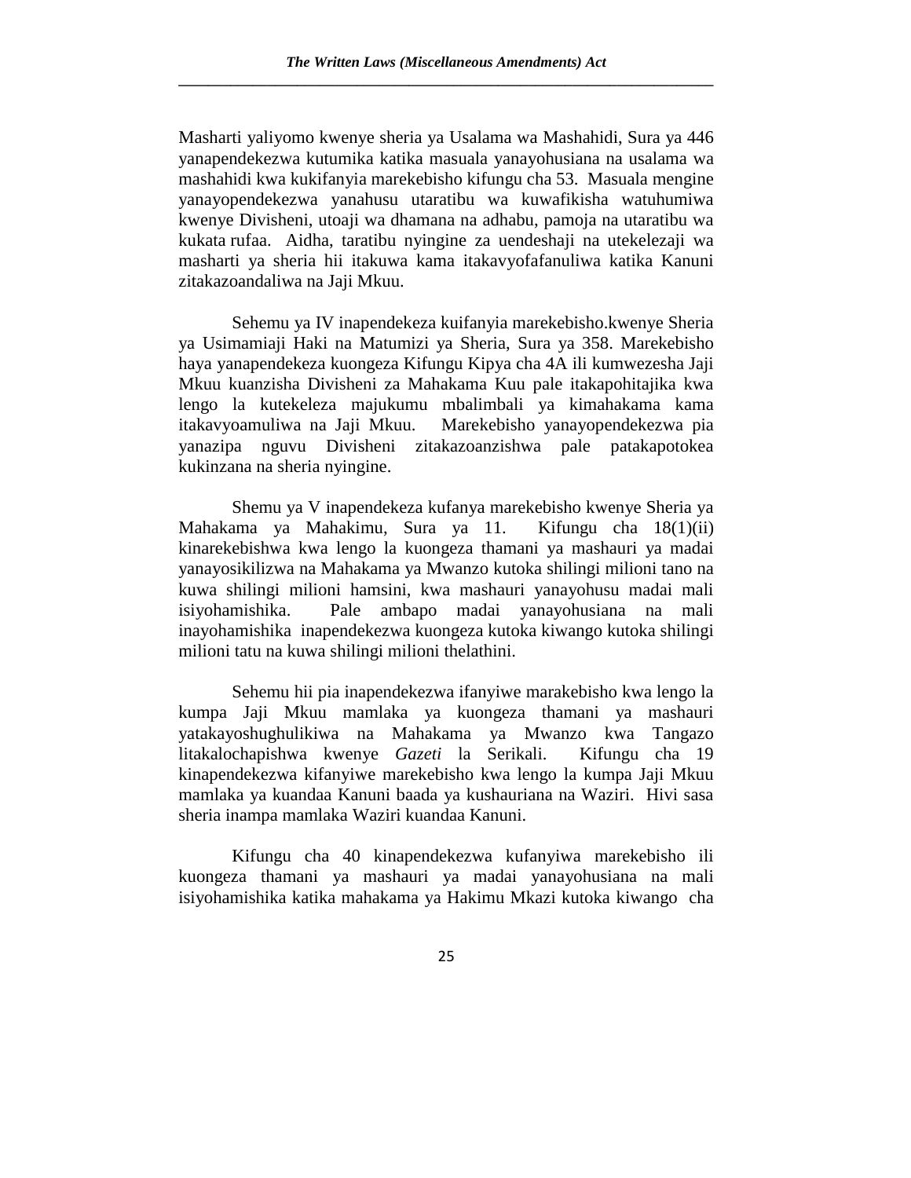Masharti yaliyomo kwenye sheria ya Usalama wa Mashahidi, Sura ya 446 yanapendekezwa kutumika katika masuala yanayohusiana na usalama wa mashahidi kwa kukifanyia marekebisho kifungu cha 53. Masuala mengine yanayopendekezwa yanahusu utaratibu wa kuwafikisha watuhumiwa kwenye Divisheni, utoaji wa dhamana na adhabu, pamoja na utaratibu wa kukata rufaa. Aidha, taratibu nyingine za uendeshaji na utekelezaji wa masharti ya sheria hii itakuwa kama itakavyofafanuliwa katika Kanuni zitakazoandaliwa na Jaji Mkuu.

Sehemu ya IV inapendekeza kuifanyia marekebisho.kwenye Sheria ya Usimamiaji Haki na Matumizi ya Sheria, Sura ya 358. Marekebisho haya yanapendekeza kuongeza Kifungu Kipya cha 4A ili kumwezesha Jaji Mkuu kuanzisha Divisheni za Mahakama Kuu pale itakapohitajika kwa lengo la kutekeleza majukumu mbalimbali ya kimahakama kama itakavyoamuliwa na Jaji Mkuu. Marekebisho yanayopendekezwa pia yanazipa nguvu Divisheni zitakazoanzishwa pale patakapotokea kukinzana na sheria nyingine.

Shemu ya V inapendekeza kufanya marekebisho kwenye Sheria ya Mahakama ya Mahakimu, Sura ya 11. Kifungu cha 18(1)(ii) kinarekebishwa kwa lengo la kuongeza thamani ya mashauri ya madai yanayosikilizwa na Mahakama ya Mwanzo kutoka shilingi milioni tano na kuwa shilingi milioni hamsini, kwa mashauri yanayohusu madai mali isiyohamishika. Pale ambapo madai yanayohusiana na mali inayohamishika inapendekezwa kuongeza kutoka kiwango kutoka shilingi milioni tatu na kuwa shilingi milioni thelathini.

Sehemu hii pia inapendekezwa ifanyiwe marakebisho kwa lengo la kumpa Jaji Mkuu mamlaka ya kuongeza thamani ya mashauri yatakayoshughulikiwa na Mahakama ya Mwanzo kwa Tangazo litakalochapishwa kwenye *Gazeti* la Serikali. Kifungu cha 19 kinapendekezwa kifanyiwe marekebisho kwa lengo la kumpa Jaji Mkuu mamlaka ya kuandaa Kanuni baada ya kushauriana na Waziri. Hivi sasa sheria inampa mamlaka Waziri kuandaa Kanuni.

Kifungu cha 40 kinapendekezwa kufanyiwa marekebisho ili kuongeza thamani ya mashauri ya madai yanayohusiana na mali isiyohamishika katika mahakama ya Hakimu Mkazi kutoka kiwango cha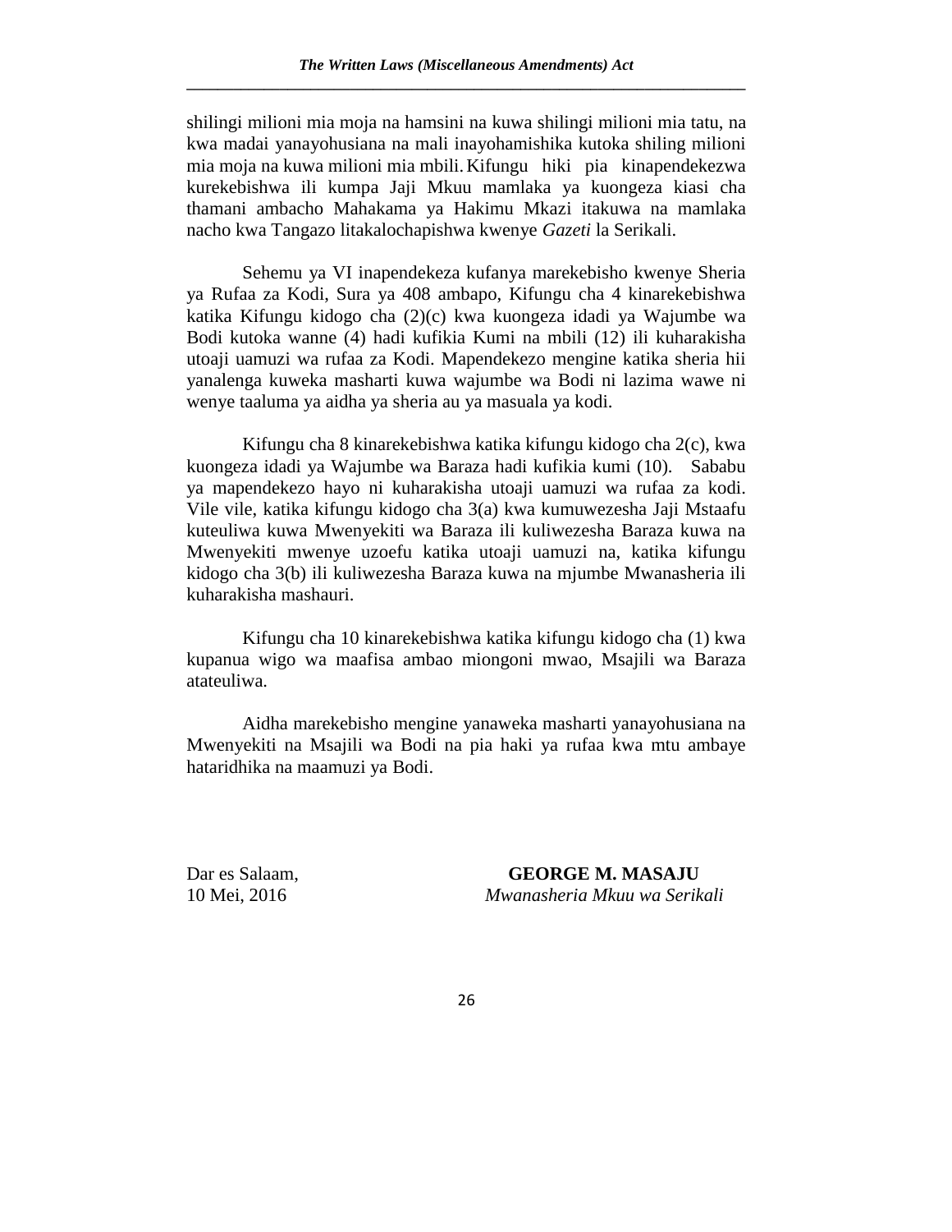shilingi milioni mia moja na hamsini na kuwa shilingi milioni mia tatu, na kwa madai yanayohusiana na mali inayohamishika kutoka shiling milioni mia moja na kuwa milioni mia mbili. Kifungu hiki pia kinapendekezwa kurekebishwa ili kumpa Jaji Mkuu mamlaka ya kuongeza kiasi cha thamani ambacho Mahakama ya Hakimu Mkazi itakuwa na mamlaka nacho kwa Tangazo litakalochapishwa kwenye *Gazeti* la Serikali.

Sehemu ya VI inapendekeza kufanya marekebisho kwenye Sheria ya Rufaa za Kodi, Sura ya 408 ambapo, Kifungu cha 4 kinarekebishwa katika Kifungu kidogo cha (2)(c) kwa kuongeza idadi ya Wajumbe wa Bodi kutoka wanne (4) hadi kufikia Kumi na mbili (12) ili kuharakisha utoaji uamuzi wa rufaa za Kodi. Mapendekezo mengine katika sheria hii yanalenga kuweka masharti kuwa wajumbe wa Bodi ni lazima wawe ni wenye taaluma ya aidha ya sheria au ya masuala ya kodi.

Kifungu cha 8 kinarekebishwa katika kifungu kidogo cha 2(c), kwa kuongeza idadi ya Wajumbe wa Baraza hadi kufikia kumi (10). Sababu ya mapendekezo hayo ni kuharakisha utoaji uamuzi wa rufaa za kodi. Vile vile, katika kifungu kidogo cha 3(a) kwa kumuwezesha Jaji Mstaafu kuteuliwa kuwa Mwenyekiti wa Baraza ili kuliwezesha Baraza kuwa na Mwenyekiti mwenye uzoefu katika utoaji uamuzi na, katika kifungu kidogo cha 3(b) ili kuliwezesha Baraza kuwa na mjumbe Mwanasheria ili kuharakisha mashauri.

Kifungu cha 10 kinarekebishwa katika kifungu kidogo cha (1) kwa kupanua wigo wa maafisa ambao miongoni mwao, Msajili wa Baraza atateuliwa.

Aidha marekebisho mengine yanaweka masharti yanayohusiana na Mwenyekiti na Msajili wa Bodi na pia haki ya rufaa kwa mtu ambaye hataridhika na maamuzi ya Bodi.

Dar es Salaam,
10 Mei, 2016

**GEORGE M. MASAJU**
*Mwanasheria Mkuu wa Serikali*